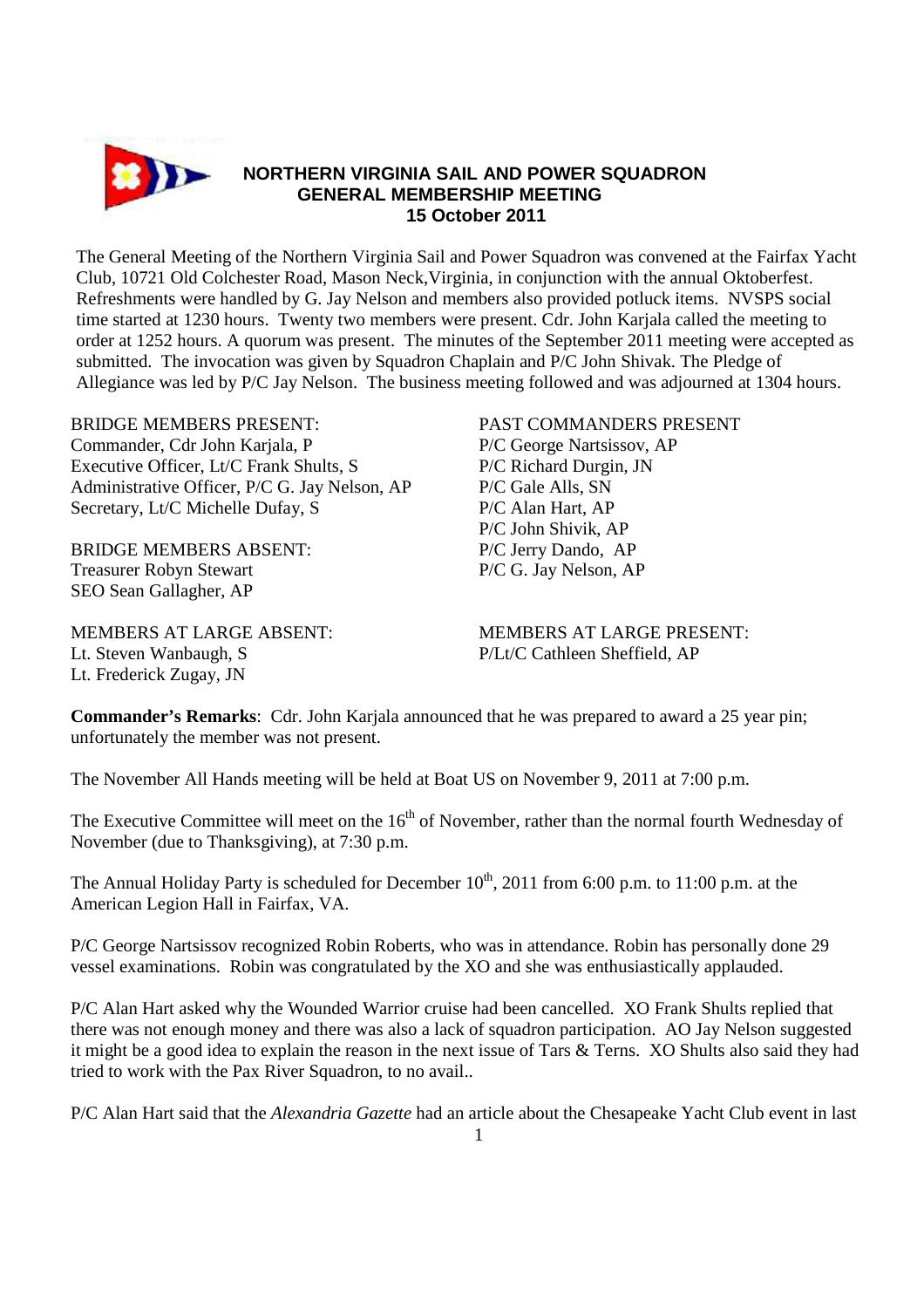# NORTHERN VIRGINIA SAIL AND POWER SQUADRON
## GENERAL MEMBERSHIP MEETING
### 15 October 2011

The General Meeting of the Northern Virginia Sail and Power Squadron was convened at the Fairfax Yacht Club, 10721 Old Colchester Road, Mason Neck,Virginia, in conjunction with the annual Oktoberfest. Refreshments were handled by G. Jay Nelson and members also provided potluck items. NVSPS social time started at 1230 hours. Twenty two members were present. Cdr. John Karjala called the meeting to order at 1252 hours. A quorum was present. The minutes of the September 2011 meeting were accepted as submitted. The invocation was given by Squadron Chaplain and P/C John Shivak. The Pledge of Allegiance was led by P/C Jay Nelson. The business meeting followed and was adjourned at 1304 hours.

BRIDGE MEMBERS PRESENT:
Commander, Cdr John Karjala, P
Executive Officer, Lt/C Frank Shults, S
Administrative Officer, P/C G. Jay Nelson, AP
Secretary, Lt/C Michelle Dufay, S

BRIDGE MEMBERS ABSENT:
Treasurer Robyn Stewart
SEO Sean Gallagher, AP

MEMBERS AT LARGE ABSENT:
Lt. Steven Wanbaugh, S
Lt. Frederick Zugay, JN

PAST COMMANDERS PRESENT
P/C George Nartsissov, AP
P/C Richard Durgin, JN
P/C Gale Alls, SN
P/C Alan Hart, AP
P/C John Shivik, AP
P/C Jerry Dando, AP
P/C G. Jay Nelson, AP

MEMBERS AT LARGE PRESENT:
P/Lt/C Cathleen Sheffield, AP

**Commander's Remarks**: Cdr. John Karjala announced that he was prepared to award a 25 year pin; unfortunately the member was not present.

The November All Hands meeting will be held at Boat US on November 9, 2011 at 7:00 p.m.

The Executive Committee will meet on the 16th of November, rather than the normal fourth Wednesday of November (due to Thanksgiving), at 7:30 p.m.

The Annual Holiday Party is scheduled for December 10th, 2011 from 6:00 p.m. to 11:00 p.m. at the American Legion Hall in Fairfax, VA.

P/C George Nartsissov recognized Robin Roberts, who was in attendance. Robin has personally done 29 vessel examinations. Robin was congratulated by the XO and she was enthusiastically applauded.

P/C Alan Hart asked why the Wounded Warrior cruise had been cancelled. XO Frank Shults replied that there was not enough money and there was also a lack of squadron participation. AO Jay Nelson suggested it might be a good idea to explain the reason in the next issue of Tars & Terns. XO Shults also said they had tried to work with the Pax River Squadron, to no avail..

P/C Alan Hart said that the *Alexandria Gazette* had an article about the Chesapeake Yacht Club event in last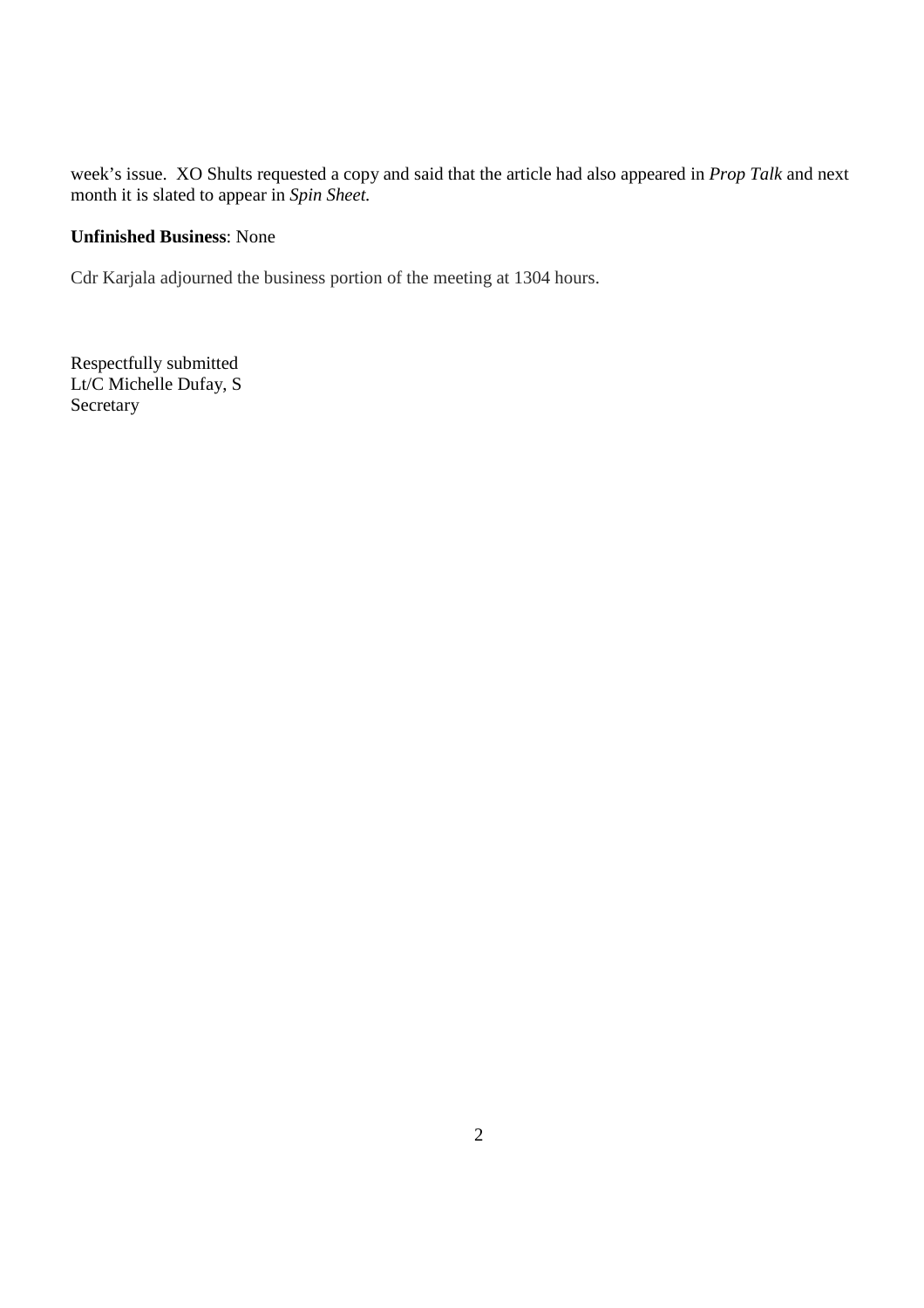week's issue. XO Shults requested a copy and said that the article had also appeared in *Prop Talk* and next month it is slated to appear in *Spin Sheet.*

**Unfinished Business**: None

Cdr Karjala adjourned the business portion of the meeting at 1304 hours.

Respectfully submitted
Lt/C Michelle Dufay, S
Secretary